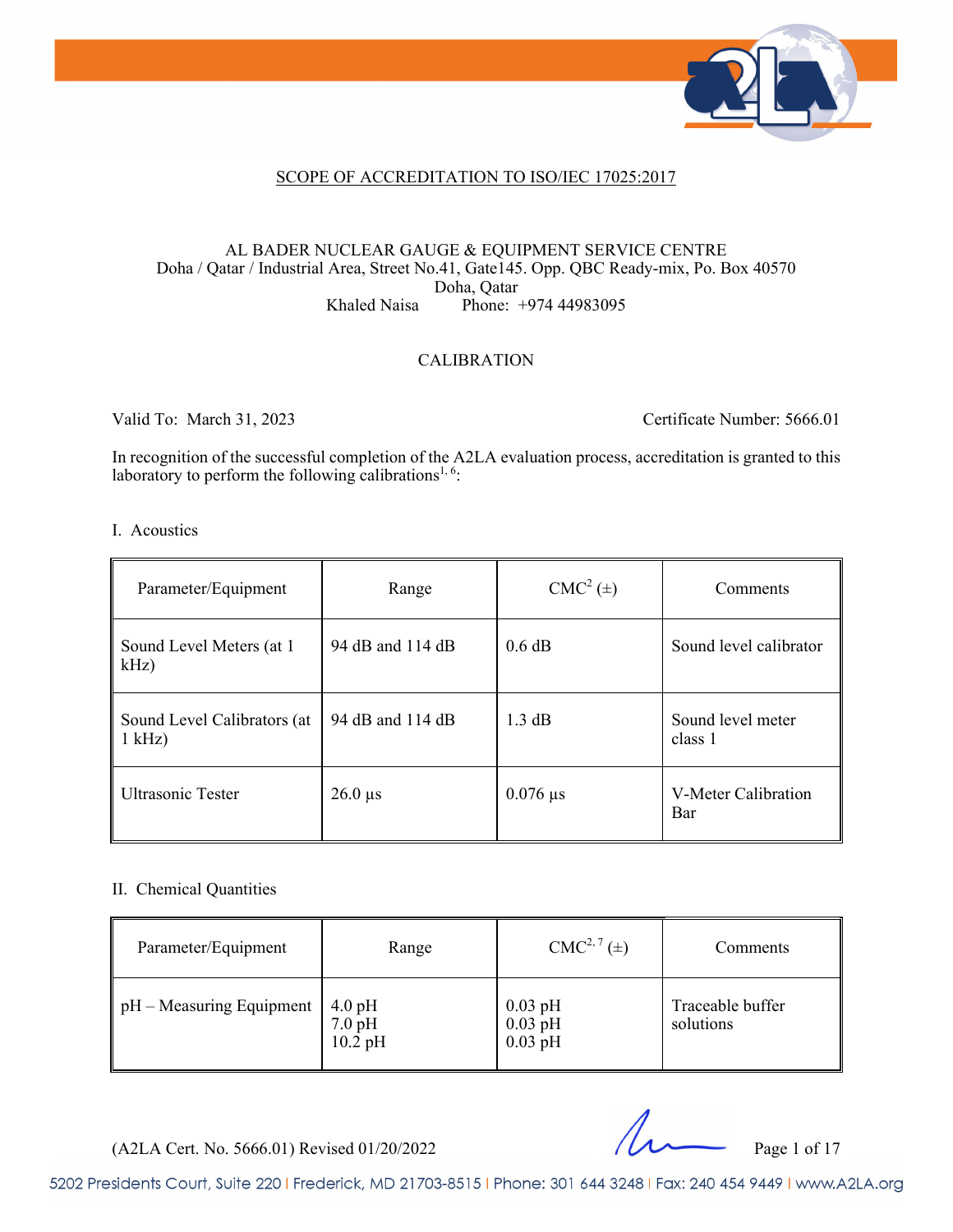SCOPE OF ACCREDITATION TO ISO/IEC 17025:2017

AL BADER NUCLEAR GAUGE & EQUIPMENT SERVICE CENTRE
Doha / Qatar / Industrial Area, Street No.41, Gate145. Opp. QBC Ready-mix, Po. Box 40570
Doha, Qatar
Khaled Naisa Phone: +974 44983095

CALIBRATION

Valid To: March 31, 2023 Certificate Number: 5666.01

In recognition of the successful completion of the A2LA evaluation process, accreditation is granted to this laboratory to perform the following calibrations[1, 6]:

I. Acoustics

| Parameter/Equipment | Range | CMC[2] (±) | Comments |
|---|---|---|---|
| Sound Level Meters (at 1 kHz) | 94 dB and 114 dB | 0.6 dB | Sound level calibrator |
| Sound Level Calibrators (at 1 kHz) | 94 dB and 114 dB | 1.3 dB | Sound level meter class 1 |
| Ultrasonic Tester | 26.0 µs | 0.076 µs | V-Meter Calibration Bar |

II. Chemical Quantities

| Parameter/Equipment | Range | CMC[2, 7] (±) | Comments |
|---|---|---|---|
| pH – Measuring Equipment | 4.0 pH<br>7.0 pH<br>10.2 pH | 0.03 pH<br>0.03 pH<br>0.03 pH | Traceable buffer solutions |

(A2LA Cert. No. 5666.01) Revised 01/20/2022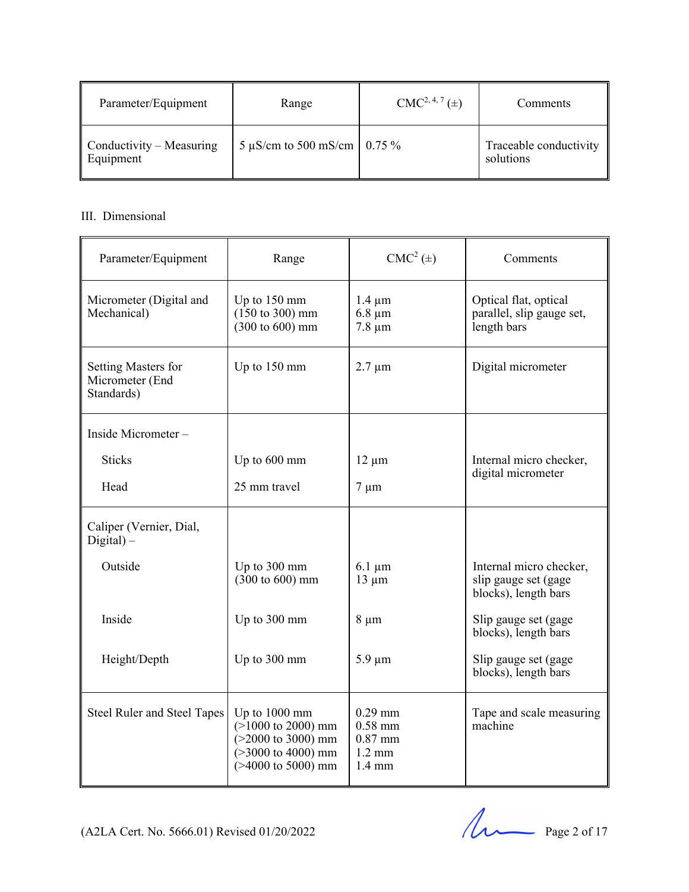| Parameter/Equipment | Range | CMC[2, 4, 7] (±) | Comments |
|---|---|---|---|
| Conductivity – Measuring Equipment | 5 µS/cm to 500 mS/cm | 0.75 % | Traceable conductivity solutions |

III. Dimensional

| Parameter/Equipment | Range | CMC[2] (±) | Comments |
|---|---|---|---|
| Micrometer (Digital and Mechanical) | Up to 150 mm<br>(150 to 300) mm<br>(300 to 600) mm | 1.4 µm<br>6.8 µm<br>7.8 µm | Optical flat, optical parallel, slip gauge set, length bars |
| Setting Masters for Micrometer (End Standards) | Up to 150 mm | 2.7 µm | Digital micrometer |
| Inside Micrometer – | | | |
| Sticks | Up to 600 mm | 12 µm | Internal micro checker, digital micrometer |
| Head | 25 mm travel | 7 µm | |
| Caliper (Vernier, Dial, Digital) – | | | |
| Outside | Up to 300 mm<br>(300 to 600) mm | 6.1 µm<br>13 µm | Internal micro checker, slip gauge set (gage blocks), length bars |
| Inside | Up to 300 mm | 8 µm | Slip gauge set (gage blocks), length bars |
| Height/Depth | Up to 300 mm | 5.9 µm | Slip gauge set (gage blocks), length bars |
| Steel Ruler and Steel Tapes | Up to 1000 mm<br>(>1000 to 2000) mm<br>(>2000 to 3000) mm<br>(>3000 to 4000) mm<br>(>4000 to 5000) mm | 0.29 mm<br>0.58 mm<br>0.87 mm<br>1.2 mm<br>1.4 mm | Tape and scale measuring machine |

(A2LA Cert. No. 5666.01) Revised 01/20/2022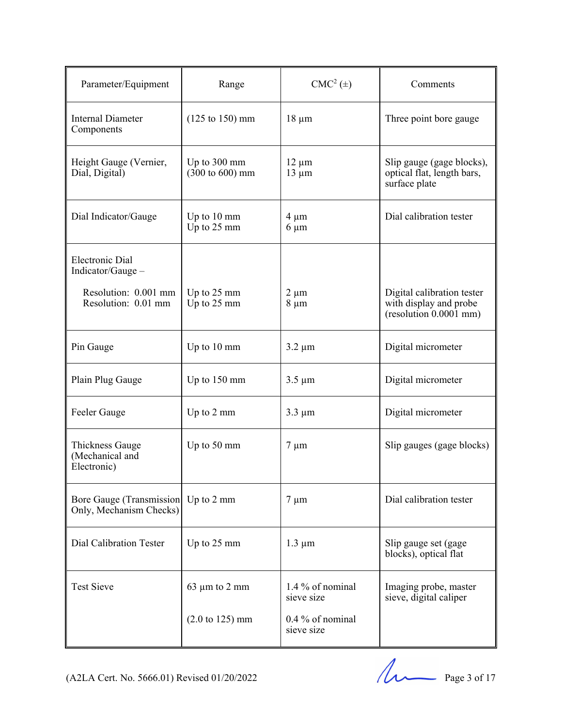| Parameter/Equipment | Range | CMC[2] (±) | Comments |
|---|---|---|---|
| Internal Diameter Components | (125 to 150) mm | 18 µm | Three point bore gauge |
| Height Gauge (Vernier, Dial, Digital) | Up to 300 mm<br>(300 to 600) mm | 12 µm<br>13 µm | Slip gauge (gage blocks), optical flat, length bars, surface plate |
| Dial Indicator/Gauge | Up to 10 mm<br>Up to 25 mm | 4 µm<br>6 µm | Dial calibration tester |
| Electronic Dial Indicator/Gauge –<br>Resolution: 0.001 mm<br>Resolution: 0.01 mm | <br>Up to 25 mm<br>Up to 25 mm | <br>2 µm<br>8 µm | Digital calibration tester with display and probe (resolution 0.0001 mm) |
| Pin Gauge | Up to 10 mm | 3.2 µm | Digital micrometer |
| Plain Plug Gauge | Up to 150 mm | 3.5 µm | Digital micrometer |
| Feeler Gauge | Up to 2 mm | 3.3 µm | Digital micrometer |
| Thickness Gauge (Mechanical and Electronic) | Up to 50 mm | 7 µm | Slip gauges (gage blocks) |
| Bore Gauge (Transmission Only, Mechanism Checks) | Up to 2 mm | 7 µm | Dial calibration tester |
| Dial Calibration Tester | Up to 25 mm | 1.3 µm | Slip gauge set (gage blocks), optical flat |
| Test Sieve | 63 µm to 2 mm<br><br>(2.0 to 125) mm | 1.4 % of nominal sieve size<br><br>0.4 % of nominal sieve size | Imaging probe, master sieve, digital caliper |

(A2LA Cert. No. 5666.01) Revised 01/20/2022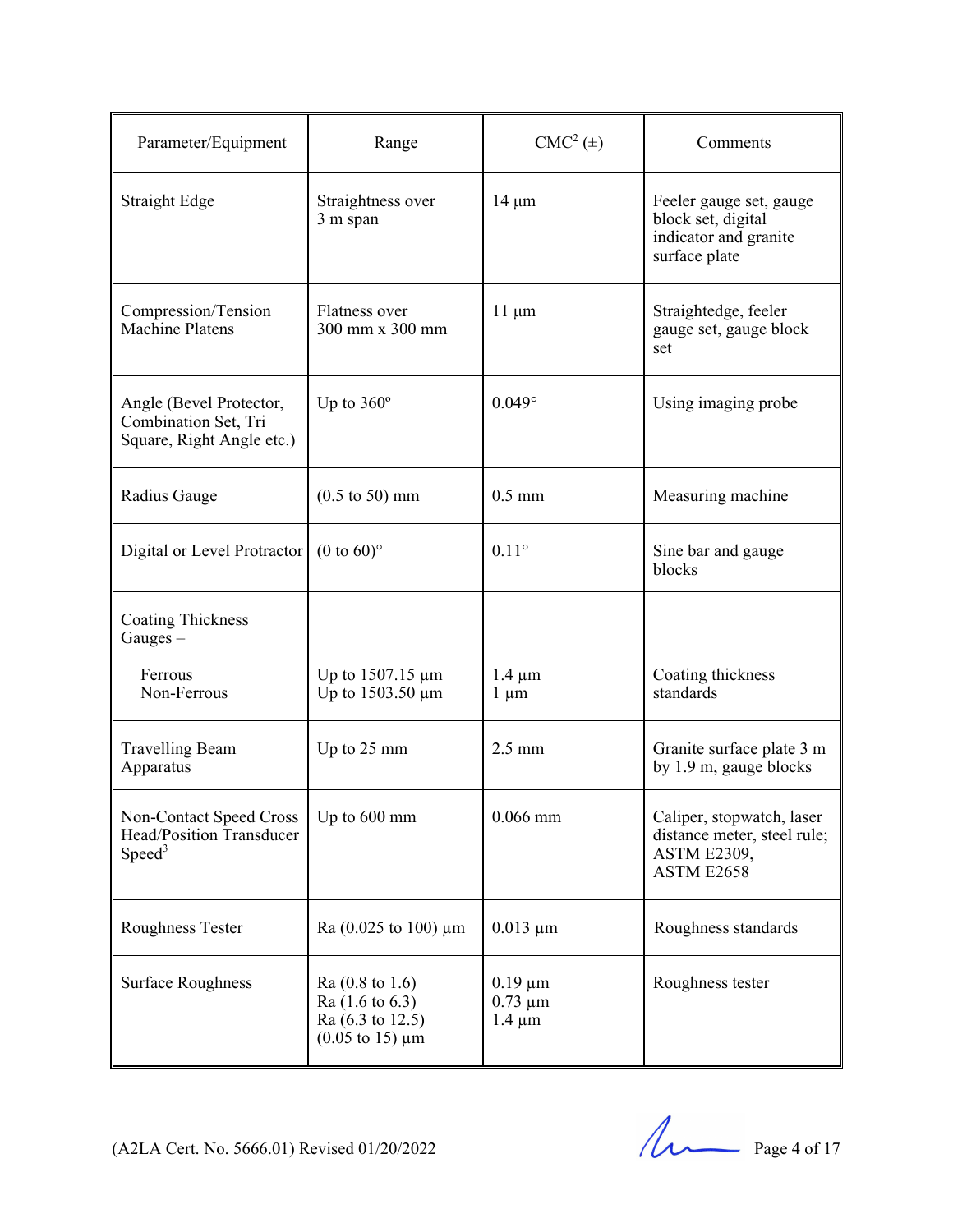| Parameter/Equipment | Range | CMC[2] (±) | Comments |
|---|---|---|---|
| Straight Edge | Straightness over 3 m span | 14 µm | Feeler gauge set, gauge block set, digital indicator and granite surface plate |
| Compression/Tension Machine Platens | Flatness over 300 mm x 300 mm | 11 µm | Straightedge, feeler gauge set, gauge block set |
| Angle (Bevel Protector, Combination Set, Tri Square, Right Angle etc.) | Up to 360º | 0.049° | Using imaging probe |
| Radius Gauge | (0.5 to 50) mm | 0.5 mm | Measuring machine |
| Digital or Level Protractor | (0 to 60)° | 0.11° | Sine bar and gauge blocks |
| Coating Thickness Gauges – | | | |
| Ferrous | Up to 1507.15 µm | 1.4 µm | Coating thickness standards |
| Non-Ferrous | Up to 1503.50 µm | 1 µm | |
| Travelling Beam Apparatus | Up to 25 mm | 2.5 mm | Granite surface plate 3 m by 1.9 m, gauge blocks |
| Non-Contact Speed Cross Head/Position Transducer Speed[3] | Up to 600 mm | 0.066 mm | Caliper, stopwatch, laser distance meter, steel rule; ASTM E2309, ASTM E2658 |
| Roughness Tester | Ra (0.025 to 100) µm | 0.013 µm | Roughness standards |
| Surface Roughness | Ra (0.8 to 1.6)<br>Ra (1.6 to 6.3)<br>Ra (6.3 to 12.5)<br>(0.05 to 15) µm | 0.19 µm<br>0.73 µm<br>1.4 µm | Roughness tester |

(A2LA Cert. No. 5666.01) Revised 01/20/2022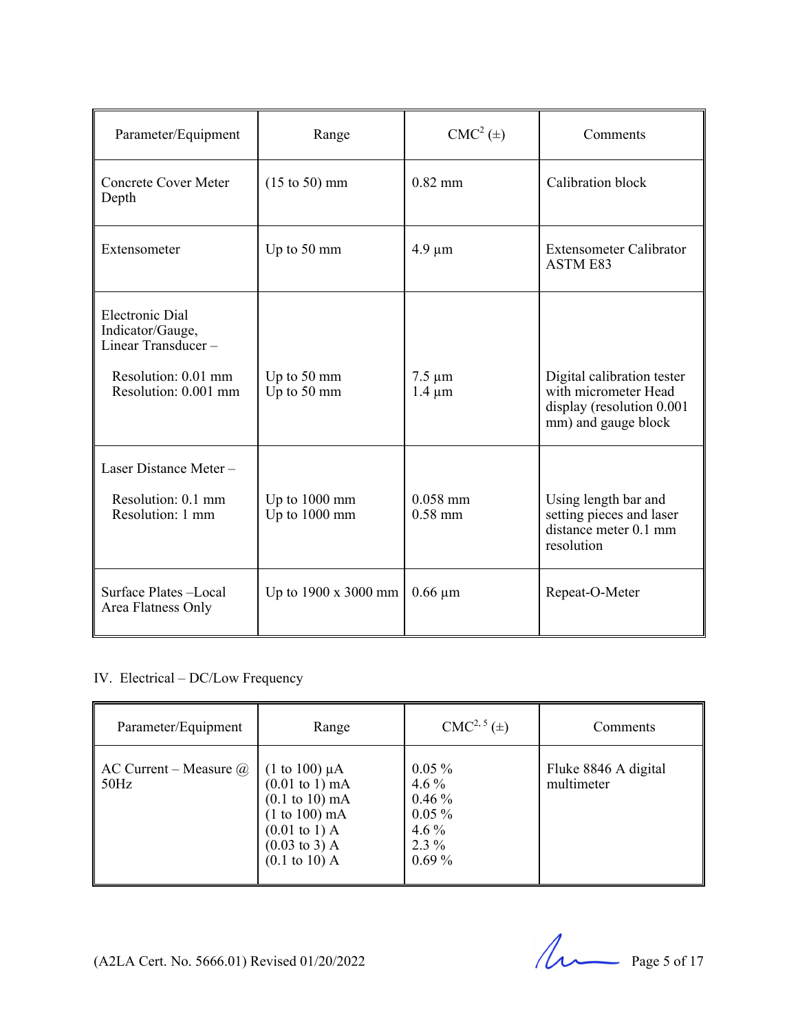| Parameter/Equipment | Range | CMC[2] (±) | Comments |
|---|---|---|---|
| Concrete Cover Meter Depth | (15 to 50) mm | 0.82 mm | Calibration block |
| Extensometer | Up to 50 mm | 4.9 µm | Extensometer Calibrator ASTM E83 |
| Electronic Dial Indicator/Gauge, Linear Transducer –<br><br>Resolution: 0.01 mm<br>Resolution: 0.001 mm | <br><br><br>Up to 50 mm<br>Up to 50 mm | <br><br><br>7.5 µm<br>1.4 µm | Digital calibration tester with micrometer Head display (resolution 0.001 mm) and gauge block |
| Laser Distance Meter –<br><br>Resolution: 0.1 mm<br>Resolution: 1 mm | <br><br>Up to 1000 mm<br>Up to 1000 mm | <br><br>0.058 mm<br>0.58 mm | Using length bar and setting pieces and laser distance meter 0.1 mm resolution |
| Surface Plates –Local Area Flatness Only | Up to 1900 x 3000 mm | 0.66 µm | Repeat-O-Meter |

IV. Electrical – DC/Low Frequency

| Parameter/Equipment | Range | CMC[2, 5] (±) | Comments |
|---|---|---|---|
| AC Current – Measure @ 50Hz | (1 to 100) µA<br>(0.01 to 1) mA<br>(0.1 to 10) mA<br>(1 to 100) mA<br>(0.01 to 1) A<br>(0.03 to 3) A<br>(0.1 to 10) A | 0.05 %<br>4.6 %<br>0.46 %<br>0.05 %<br>4.6 %<br>2.3 %<br>0.69 % | Fluke 8846 A digital multimeter |

(A2LA Cert. No. 5666.01) Revised 01/20/2022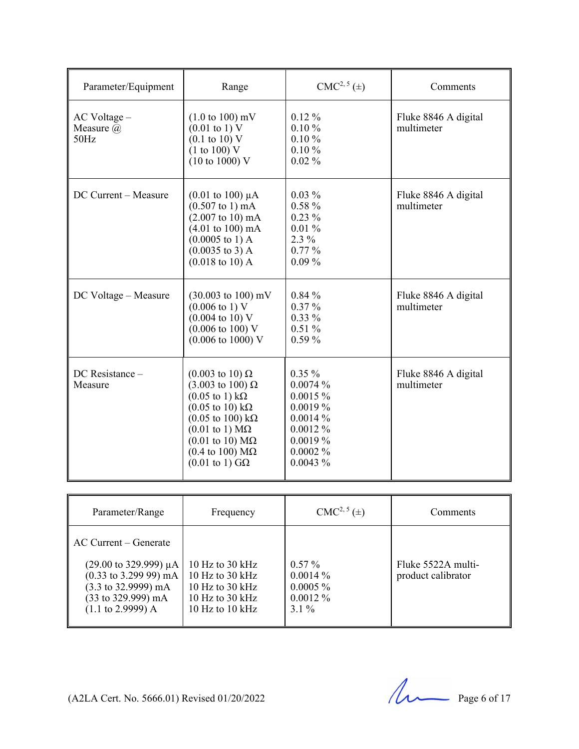| Parameter/Equipment | Range | CMC[2, 5] (±) | Comments |
|---|---|---|---|
| AC Voltage – Measure @ 50Hz | (1.0 to 100) mV<br>(0.01 to 1) V<br>(0.1 to 10) V<br>(1 to 100) V<br>(10 to 1000) V | 0.12 %<br>0.10 %<br>0.10 %<br>0.10 %<br>0.02 % | Fluke 8846 A digital multimeter |
| DC Current – Measure | (0.01 to 100) µA<br>(0.507 to 1) mA<br>(2.007 to 10) mA<br>(4.01 to 100) mA<br>(0.0005 to 1) A<br>(0.0035 to 3) A<br>(0.018 to 10) A | 0.03 %<br>0.58 %<br>0.23 %<br>0.01 %<br>2.3 %<br>0.77 %<br>0.09 % | Fluke 8846 A digital multimeter |
| DC Voltage – Measure | (30.003 to 100) mV<br>(0.006 to 1) V<br>(0.004 to 10) V<br>(0.006 to 100) V<br>(0.006 to 1000) V | 0.84 %<br>0.37 %<br>0.33 %<br>0.51 %<br>0.59 % | Fluke 8846 A digital multimeter |
| DC Resistance – Measure | (0.003 to 10) Ω<br>(3.003 to 100) Ω<br>(0.05 to 1) kΩ<br>(0.05 to 10) kΩ<br>(0.05 to 100) kΩ<br>(0.01 to 1) MΩ<br>(0.01 to 10) MΩ<br>(0.4 to 100) MΩ<br>(0.01 to 1) GΩ | 0.35 %<br>0.0074 %<br>0.0015 %<br>0.0019 %<br>0.0014 %<br>0.0012 %<br>0.0019 %<br>0.0002 %<br>0.0043 % | Fluke 8846 A digital multimeter |

| Parameter/Range | Frequency | CMC[2, 5] (±) | Comments |
|---|---|---|---|
| AC Current – Generate | | | |
| (29.00 to 329.999) µA<br>(0.33 to 3.299 99) mA<br>(3.3 to 32.9999) mA<br>(33 to 329.999) mA<br>(1.1 to 2.9999) A | 10 Hz to 30 kHz<br>10 Hz to 30 kHz<br>10 Hz to 30 kHz<br>10 Hz to 30 kHz<br>10 Hz to 10 kHz | 0.57 %<br>0.0014 %<br>0.0005 %<br>0.0012 %<br>3.1 % | Fluke 5522A multi-product calibrator |

(A2LA Cert. No. 5666.01) Revised 01/20/2022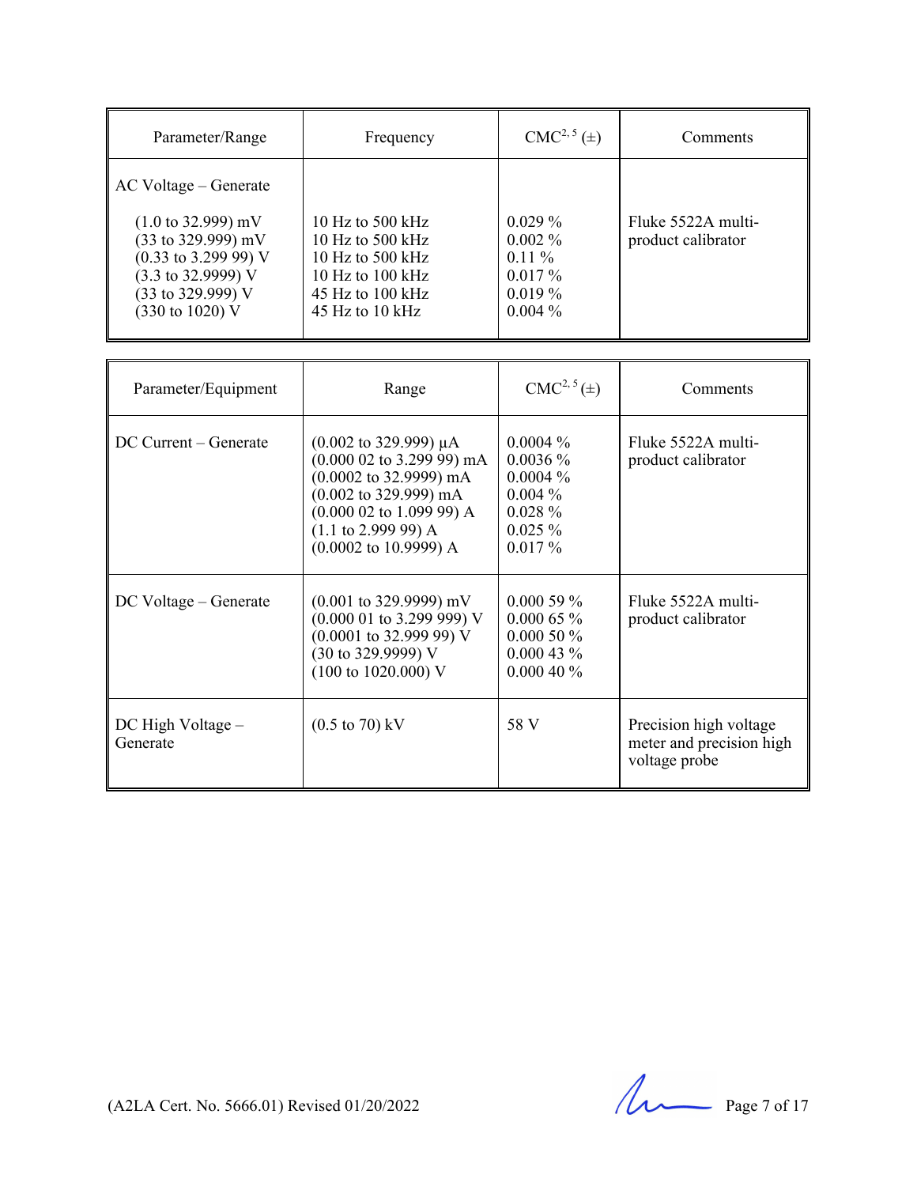| Parameter/Range | Frequency | CMC[2, 5] (±) | Comments |
|---|---|---|---|
| AC Voltage – Generate | | | |
| (1.0 to 32.999) mV<br>(33 to 329.999) mV<br>(0.33 to 3.299 99) V<br>(3.3 to 32.9999) V<br>(33 to 329.999) V<br>(330 to 1020) V | 10 Hz to 500 kHz<br>10 Hz to 500 kHz<br>10 Hz to 500 kHz<br>10 Hz to 100 kHz<br>45 Hz to 100 kHz<br>45 Hz to 10 kHz | 0.029 %<br>0.002 %<br>0.11 %<br>0.017 %<br>0.019 %<br>0.004 % | Fluke 5522A multi-product calibrator |

| Parameter/Equipment | Range | CMC[2, 5] (±) | Comments |
|---|---|---|---|
| DC Current – Generate | (0.002 to 329.999) µA<br>(0.000 02 to 3.299 99) mA<br>(0.0002 to 32.9999) mA<br>(0.002 to 329.999) mA<br>(0.000 02 to 1.099 99) A<br>(1.1 to 2.999 99) A<br>(0.0002 to 10.9999) A | 0.0004 %<br>0.0036 %<br>0.0004 %<br>0.004 %<br>0.028 %<br>0.025 %<br>0.017 % | Fluke 5522A multi-product calibrator |
| DC Voltage – Generate | (0.001 to 329.9999) mV<br>(0.000 01 to 3.299 999) V<br>(0.0001 to 32.999 99) V<br>(30 to 329.9999) V<br>(100 to 1020.000) V | 0.000 59 %<br>0.000 65 %<br>0.000 50 %<br>0.000 43 %<br>0.000 40 % | Fluke 5522A multi-product calibrator |
| DC High Voltage – Generate | (0.5 to 70) kV | 58 V | Precision high voltage meter and precision high voltage probe |

(A2LA Cert. No. 5666.01) Revised 01/20/2022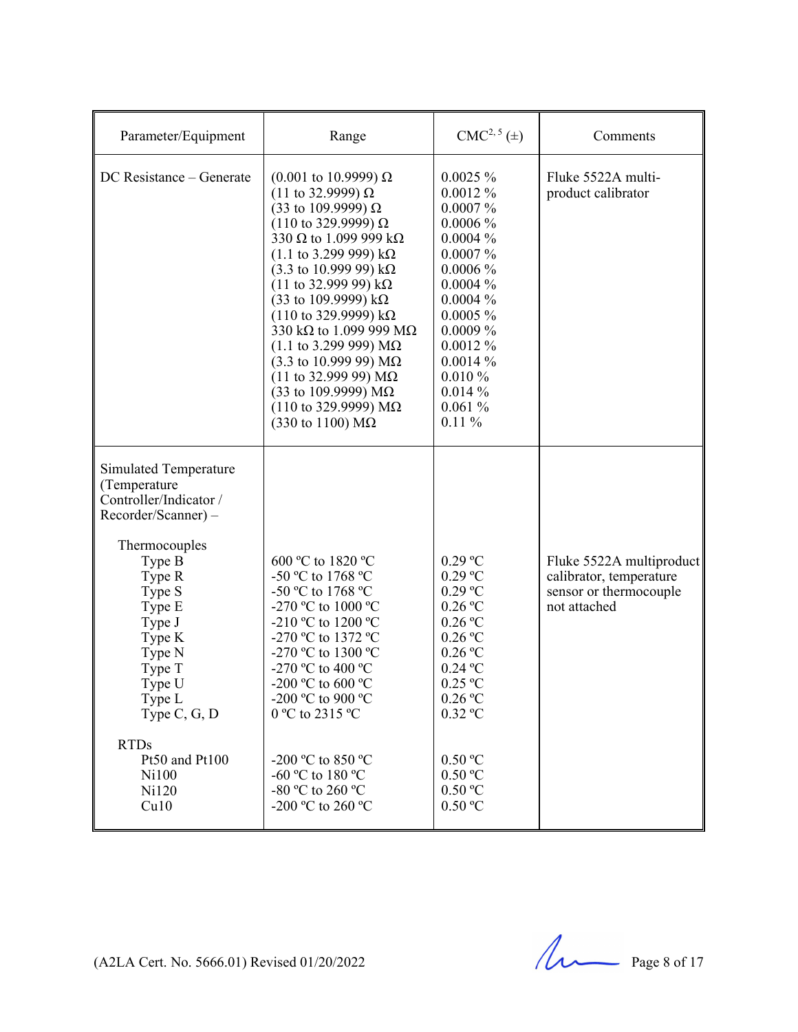| Parameter/Equipment | Range | CMC[2, 5] (±) | Comments |
|---|---|---|---|
| DC Resistance – Generate | (0.001 to 10.9999) Ω<br>(11 to 32.9999) Ω<br>(33 to 109.9999) Ω<br>(110 to 329.9999) Ω<br>330 Ω to 1.099 999 kΩ<br>(1.1 to 3.299 999) kΩ<br>(3.3 to 10.999 99) kΩ<br>(11 to 32.999 99) kΩ<br>(33 to 109.9999) kΩ<br>(110 to 329.9999) kΩ<br>330 kΩ to 1.099 999 MΩ<br>(1.1 to 3.299 999) MΩ<br>(3.3 to 10.999 99) MΩ<br>(11 to 32.999 99) MΩ<br>(33 to 109.9999) MΩ<br>(110 to 329.9999) MΩ<br>(330 to 1100) MΩ | 0.0025 %<br>0.0012 %<br>0.0007 %<br>0.0006 %<br>0.0004 %<br>0.0007 %<br>0.0006 %<br>0.0004 %<br>0.0004 %<br>0.0005 %<br>0.0009 %<br>0.0012 %<br>0.0014 %<br>0.010 %<br>0.014 %<br>0.061 %<br>0.11 % | Fluke 5522A multi-product calibrator |
| Simulated Temperature (Temperature Controller/Indicator / Recorder/Scanner) – | | | |
| Thermocouples<br>Type B<br>Type R<br>Type S<br>Type E<br>Type J<br>Type K<br>Type N<br>Type T<br>Type U<br>Type L<br>Type C, G, D | <br>600 ºC to 1820 ºC<br>-50 ºC to 1768 ºC<br>-50 ºC to 1768 ºC<br>-270 ºC to 1000 ºC<br>-210 ºC to 1200 ºC<br>-270 ºC to 1372 ºC<br>-270 ºC to 1300 ºC<br>-270 ºC to 400 ºC<br>-200 ºC to 600 ºC<br>-200 ºC to 900 ºC<br>0 ºC to 2315 ºC | <br>0.29 ºC<br>0.29 ºC<br>0.29 ºC<br>0.26 ºC<br>0.26 ºC<br>0.26 ºC<br>0.26 ºC<br>0.24 ºC<br>0.25 ºC<br>0.26 ºC<br>0.32 ºC | Fluke 5522A multiproduct calibrator, temperature sensor or thermocouple not attached |
| RTDs<br>Pt50 and Pt100<br>Ni100<br>Ni120<br>Cu10 | <br>-200 ºC to 850 ºC<br>-60 ºC to 180 ºC<br>-80 ºC to 260 ºC<br>-200 ºC to 260 ºC | <br>0.50 ºC<br>0.50 ºC<br>0.50 ºC<br>0.50 ºC | |

(A2LA Cert. No. 5666.01) Revised 01/20/2022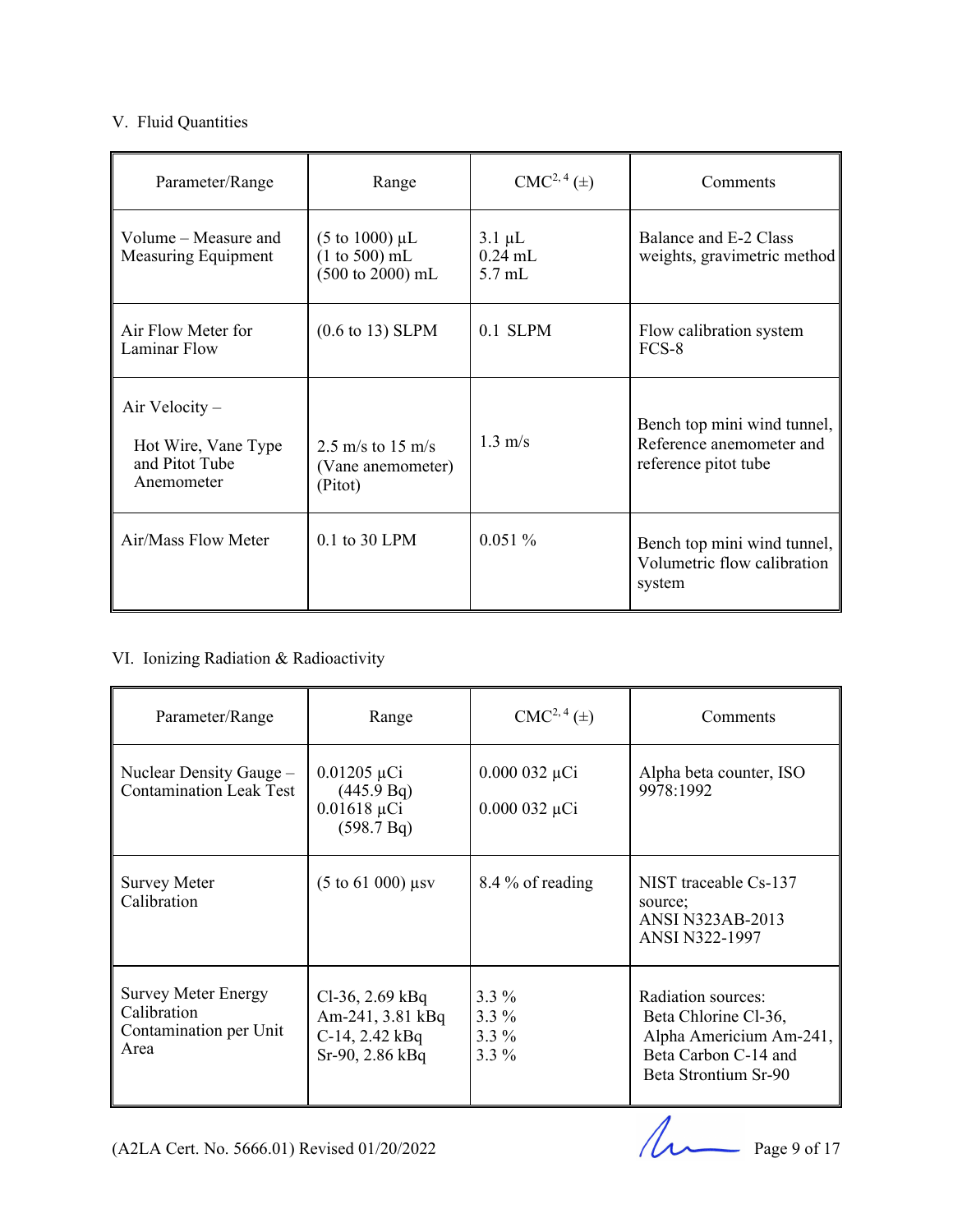## V. Fluid Quantities

| Parameter/Range | Range | CMC[2, 4] (±) | Comments |
|---|---|---|---|
| Volume – Measure and Measuring Equipment | (5 to 1000) µL<br>(1 to 500) mL<br>(500 to 2000) mL | 3.1 µL<br>0.24 mL<br>5.7 mL | Balance and E-2 Class weights, gravimetric method |
| Air Flow Meter for Laminar Flow | (0.6 to 13) SLPM | 0.1 SLPM | Flow calibration system FCS-8 |
| Air Velocity –<br>Hot Wire, Vane Type and Pitot Tube Anemometer | 2.5 m/s to 15 m/s<br>(Vane anemometer)<br>(Pitot) | 1.3 m/s | Bench top mini wind tunnel, Reference anemometer and reference pitot tube |
| Air/Mass Flow Meter | 0.1 to 30 LPM | 0.051 % | Bench top mini wind tunnel, Volumetric flow calibration system |

## VI. Ionizing Radiation & Radioactivity

| Parameter/Range | Range | CMC[2, 4] (±) | Comments |
|---|---|---|---|
| Nuclear Density Gauge – Contamination Leak Test | 0.01205 µCi<br>(445.9 Bq)<br>0.01618 µCi<br>(598.7 Bq) | 0.000 032 µCi<br><br>0.000 032 µCi | Alpha beta counter, ISO 9978:1992 |
| Survey Meter Calibration | (5 to 61 000) µsv | 8.4 % of reading | NIST traceable Cs-137 source;<br>ANSI N323AB-2013<br>ANSI N322-1997 |
| Survey Meter Energy Calibration Contamination per Unit Area | Cl-36, 2.69 kBq<br>Am-241, 3.81 kBq<br>C-14, 2.42 kBq<br>Sr-90, 2.86 kBq | 3.3 %<br>3.3 %<br>3.3 %<br>3.3 % | Radiation sources:<br>Beta Chlorine Cl-36,<br>Alpha Americium Am-241,<br>Beta Carbon C-14 and<br>Beta Strontium Sr-90 |

(A2LA Cert. No. 5666.01) Revised 01/20/2022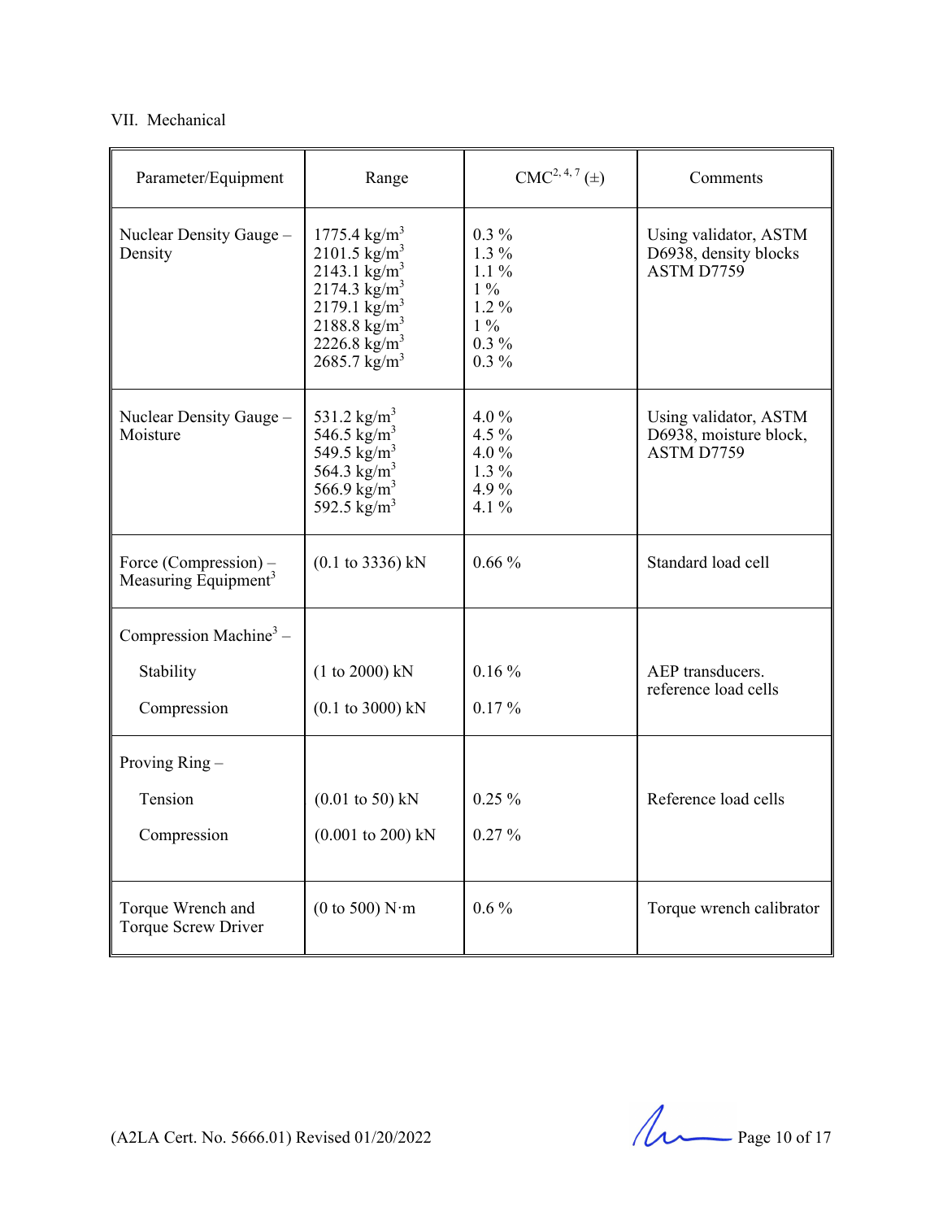VII. Mechanical

| Parameter/Equipment | Range | CMC[2, 4, 7] (±) | Comments |
|---|---|---|---|
| Nuclear Density Gauge – Density | 1775.4 kg/m$^3$<br>2101.5 kg/m$^3$<br>2143.1 kg/m$^3$<br>2174.3 kg/m$^3$<br>2179.1 kg/m$^3$<br>2188.8 kg/m$^3$<br>2226.8 kg/m$^3$<br>2685.7 kg/m$^3$ | 0.3 %<br>1.3 %<br>1.1 %<br>1 %<br>1.2 %<br>1 %<br>0.3 %<br>0.3 % | Using validator, ASTM D6938, density blocks ASTM D7759 |
| Nuclear Density Gauge – Moisture | 531.2 kg/m$^3$<br>546.5 kg/m$^3$<br>549.5 kg/m$^3$<br>564.3 kg/m$^3$<br>566.9 kg/m$^3$<br>592.5 kg/m$^3$ | 4.0 %<br>4.5 %<br>4.0 %<br>1.3 %<br>4.9 %<br>4.1 % | Using validator, ASTM D6938, moisture block, ASTM D7759 |
| Force (Compression) – Measuring Equipment[3] | (0.1 to 3336) kN | 0.66 % | Standard load cell |
| Compression Machine[3] – | | | |
| Stability | (1 to 2000) kN | 0.16 % | AEP transducers. reference load cells |
| Compression | (0.1 to 3000) kN | 0.17 % | |
| Proving Ring – | | | |
| Tension | (0.01 to 50) kN | 0.25 % | Reference load cells |
| Compression | (0.001 to 200) kN | 0.27 % | |
| Torque Wrench and Torque Screw Driver | (0 to 500) N·m | 0.6 % | Torque wrench calibrator |

(A2LA Cert. No. 5666.01) Revised 01/20/2022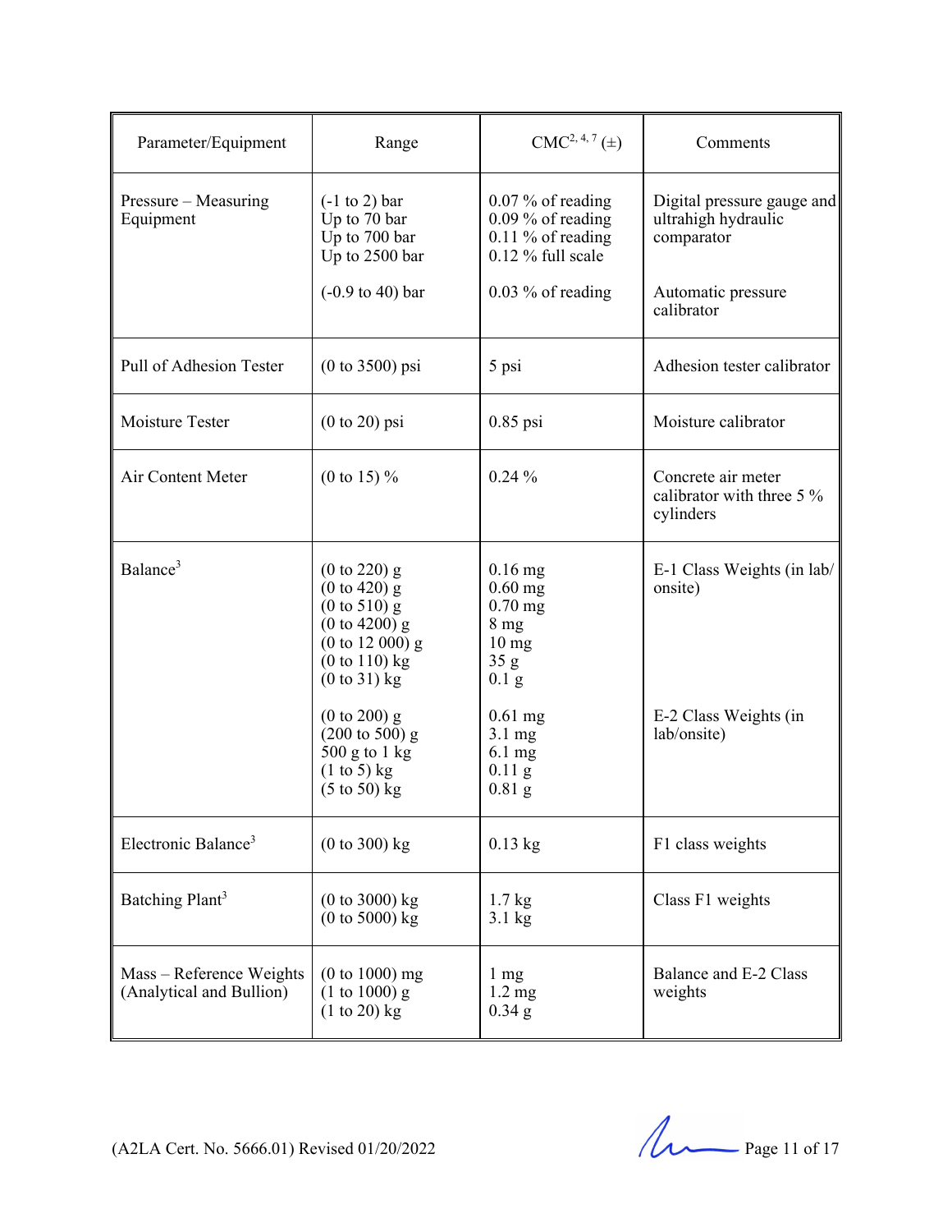| Parameter/Equipment | Range | CMC[2, 4, 7] (±) | Comments |
|---|---|---|---|
| Pressure – Measuring Equipment | (-1 to 2) bar<br>Up to 70 bar<br>Up to 700 bar<br>Up to 2500 bar | 0.07 % of reading<br>0.09 % of reading<br>0.11 % of reading<br>0.12 % full scale | Digital pressure gauge and ultrahigh hydraulic comparator |
| | (-0.9 to 40) bar | 0.03 % of reading | Automatic pressure calibrator |
| Pull of Adhesion Tester | (0 to 3500) psi | 5 psi | Adhesion tester calibrator |
| Moisture Tester | (0 to 20) psi | 0.85 psi | Moisture calibrator |
| Air Content Meter | (0 to 15) % | 0.24 % | Concrete air meter calibrator with three 5 % cylinders |
| Balance[3] | (0 to 220) g<br>(0 to 420) g<br>(0 to 510) g<br>(0 to 4200) g<br>(0 to 12 000) g<br>(0 to 110) kg<br>(0 to 31) kg | 0.16 mg<br>0.60 mg<br>0.70 mg<br>8 mg<br>10 mg<br>35 g<br>0.1 g | E-1 Class Weights (in lab/ onsite) |
| | (0 to 200) g<br>(200 to 500) g<br>500 g to 1 kg<br>(1 to 5) kg<br>(5 to 50) kg | 0.61 mg<br>3.1 mg<br>6.1 mg<br>0.11 g<br>0.81 g | E-2 Class Weights (in lab/onsite) |
| Electronic Balance[3] | (0 to 300) kg | 0.13 kg | F1 class weights |
| Batching Plant[3] | (0 to 3000) kg<br>(0 to 5000) kg | 1.7 kg<br>3.1 kg | Class F1 weights |
| Mass – Reference Weights (Analytical and Bullion) | (0 to 1000) mg<br>(1 to 1000) g<br>(1 to 20) kg | 1 mg<br>1.2 mg<br>0.34 g | Balance and E-2 Class weights |

(A2LA Cert. No. 5666.01) Revised 01/20/2022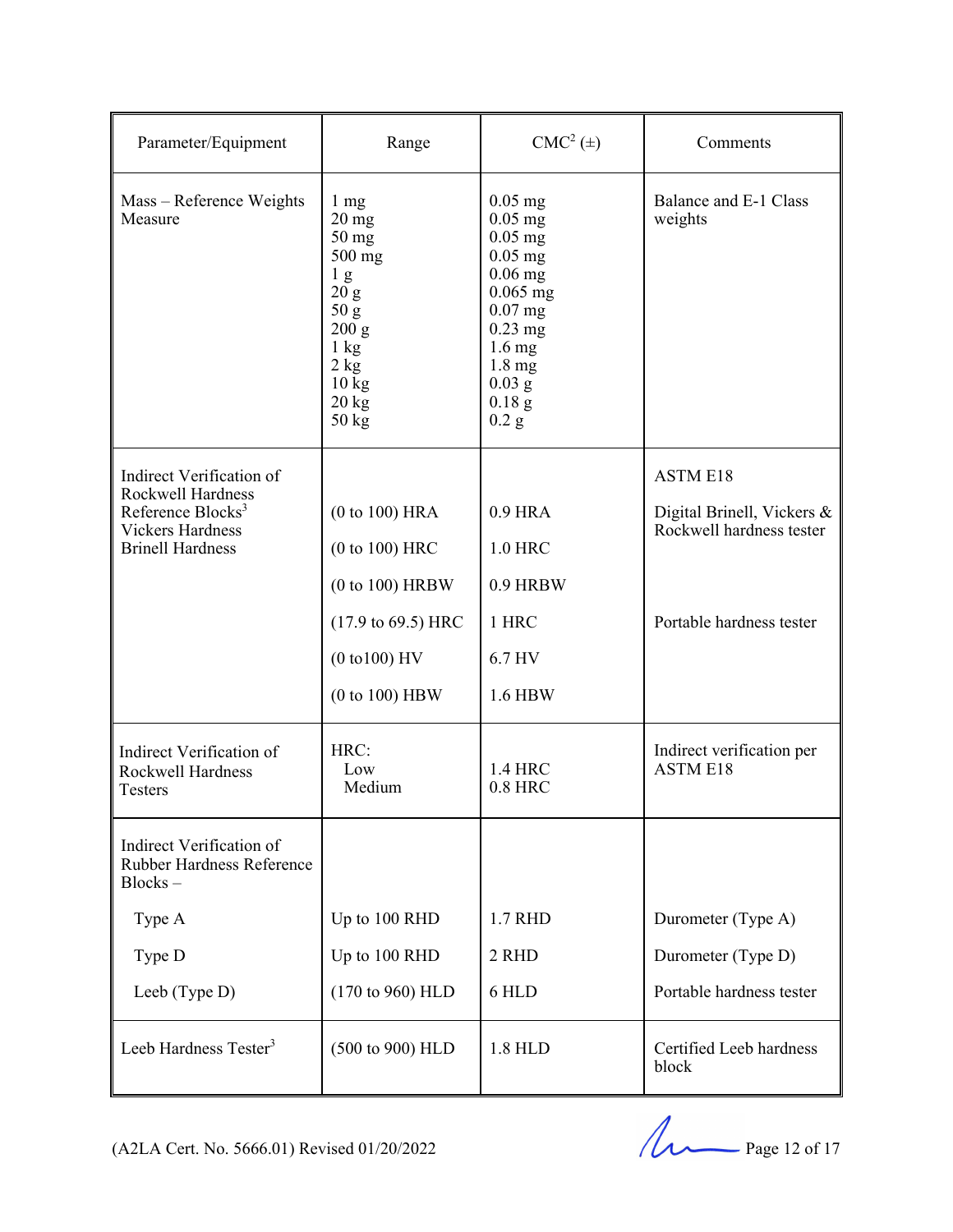| Parameter/Equipment | Range | CMC[2] (±) | Comments |
|---|---|---|---|
| Mass – Reference Weights Measure | 1 mg<br>20 mg<br>50 mg<br>500 mg<br>1 g<br>20 g<br>50 g<br>200 g<br>1 kg<br>2 kg<br>10 kg<br>20 kg<br>50 kg | 0.05 mg<br>0.05 mg<br>0.05 mg<br>0.05 mg<br>0.06 mg<br>0.065 mg<br>0.07 mg<br>0.23 mg<br>1.6 mg<br>1.8 mg<br>0.03 g<br>0.18 g<br>0.2 g | Balance and E-1 Class weights |
| Indirect Verification of Rockwell Hardness Reference Blocks[3] Vickers Hardness Brinell Hardness | <br>(0 to 100) HRA<br>(0 to 100) HRC<br>(0 to 100) HRBW<br>(17.9 to 69.5) HRC<br>(0 to100) HV<br>(0 to 100) HBW | <br>0.9 HRA<br>1.0 HRC<br>0.9 HRBW<br>1 HRC<br>6.7 HV<br>1.6 HBW | ASTM E18<br>Digital Brinell, Vickers & Rockwell hardness tester<br><br><br>Portable hardness tester |
| Indirect Verification of Rockwell Hardness Testers | HRC:<br>Low<br>Medium | <br>1.4 HRC<br>0.8 HRC | Indirect verification per ASTM E18 |
| Indirect Verification of Rubber Hardness Reference Blocks –<br>Type A<br>Type D<br>Leeb (Type D) | <br><br>Up to 100 RHD<br>Up to 100 RHD<br>(170 to 960) HLD | <br><br>1.7 RHD<br>2 RHD<br>6 HLD | <br><br>Durometer (Type A)<br>Durometer (Type D)<br>Portable hardness tester |
| Leeb Hardness Tester[3] | (500 to 900) HLD | 1.8 HLD | Certified Leeb hardness block |

(A2LA Cert. No. 5666.01) Revised 01/20/2022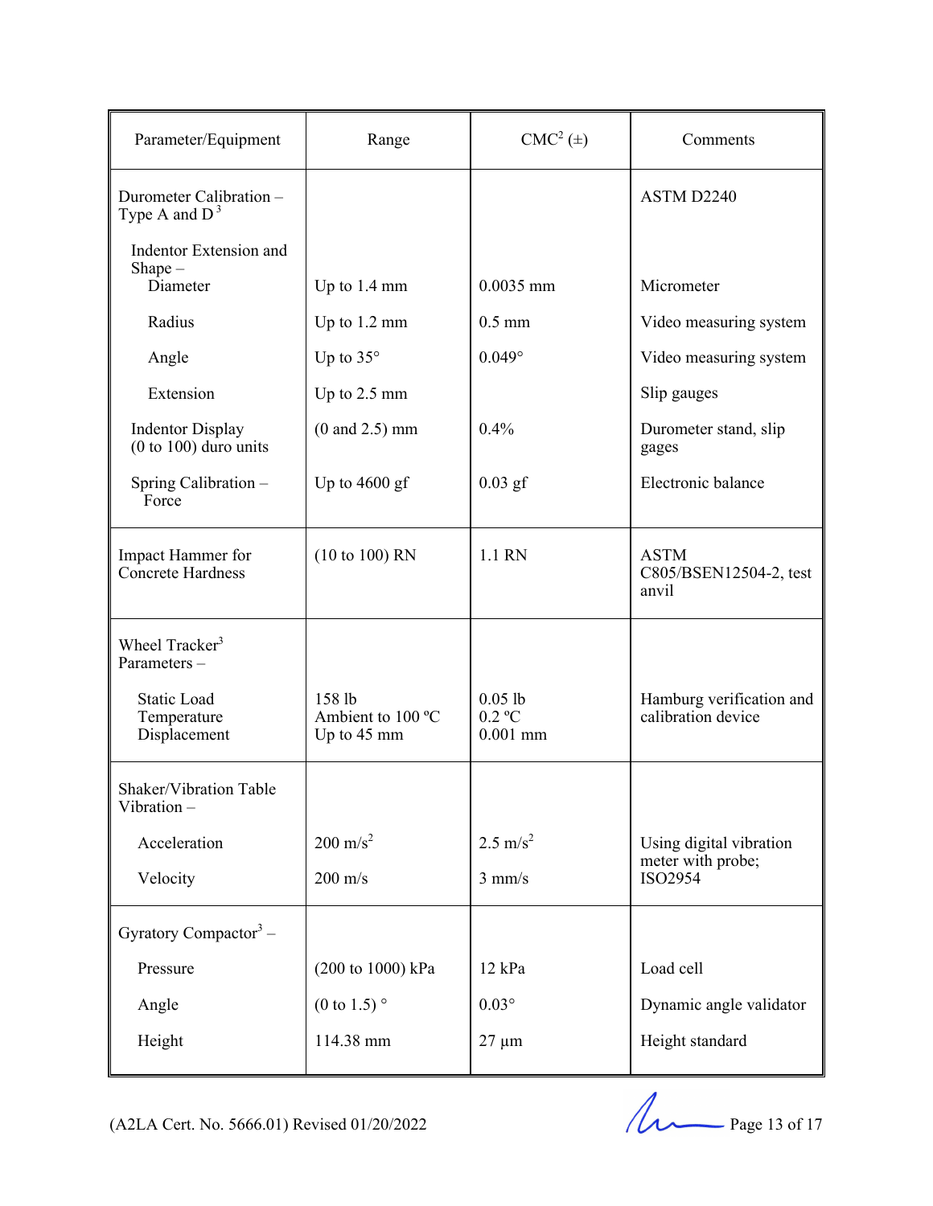| Parameter/Equipment | Range | CMC[2] (±) | Comments |
|---|---|---|---|
| Durometer Calibration – Type A and D[3] | | | ASTM D2240 |
| Indentor Extension and Shape – Diameter | Up to 1.4 mm | 0.0035 mm | Micrometer |
| Radius | Up to 1.2 mm | 0.5 mm | Video measuring system |
| Angle | Up to 35° | 0.049° | Video measuring system |
| Extension | Up to 2.5 mm | | Slip gauges |
| Indentor Display (0 to 100) duro units | (0 and 2.5) mm | 0.4% | Durometer stand, slip gages |
| Spring Calibration – Force | Up to 4600 gf | 0.03 gf | Electronic balance |
| Impact Hammer for Concrete Hardness | (10 to 100) RN | 1.1 RN | ASTM C805/BSEN12504-2, test anvil |
| Wheel Tracker[3] Parameters – | | | |
| Static Load | 158 lb | 0.05 lb | Hamburg verification and calibration device |
| Temperature | Ambient to 100 ºC | 0.2 ºC | |
| Displacement | Up to 45 mm | 0.001 mm | |
| Shaker/Vibration Table Vibration – | | | |
| Acceleration | 200 $m/s^2$ | 2.5 $m/s^2$ | Using digital vibration meter with probe; ISO2954 |
| Velocity | 200 m/s | 3 mm/s | |
| Gyratory Compactor[3] – | | | |
| Pressure | (200 to 1000) kPa | 12 kPa | Load cell |
| Angle | (0 to 1.5) ° | 0.03° | Dynamic angle validator |
| Height | 114.38 mm | 27 µm | Height standard |

(A2LA Cert. No. 5666.01) Revised 01/20/2022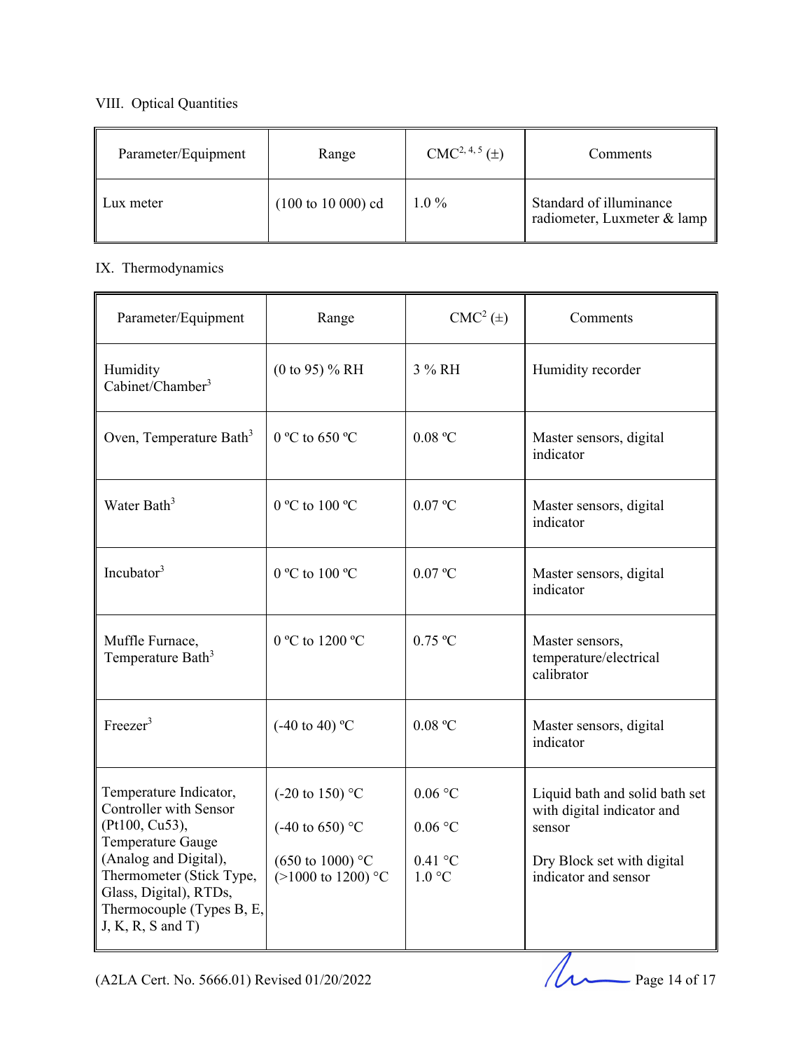VIII. Optical Quantities

| Parameter/Equipment | Range | CMC[2, 4, 5] (±) | Comments |
|---|---|---|---|
| Lux meter | (100 to 10 000) cd | 1.0 % | Standard of illuminance radiometer, Luxmeter & lamp |

IX. Thermodynamics

| Parameter/Equipment | Range | CMC[2] (±) | Comments |
|---|---|---|---|
| Humidity Cabinet/Chamber[3] | (0 to 95) % RH | 3 % RH | Humidity recorder |
| Oven, Temperature Bath[3] | 0 ºC to 650 ºC | 0.08 ºC | Master sensors, digital indicator |
| Water Bath[3] | 0 ºC to 100 ºC | 0.07 ºC | Master sensors, digital indicator |
| Incubator[3] | 0 ºC to 100 ºC | 0.07 ºC | Master sensors, digital indicator |
| Muffle Furnace, Temperature Bath[3] | 0 ºC to 1200 ºC | 0.75 ºC | Master sensors, temperature/electrical calibrator |
| Freezer[3] | (-40 to 40) ºC | 0.08 ºC | Master sensors, digital indicator |
| Temperature Indicator, Controller with Sensor (Pt100, Cu53), Temperature Gauge (Analog and Digital), Thermometer (Stick Type, Glass, Digital), RTDs, Thermocouple (Types B, E, J, K, R, S and T) | (-20 to 150) °C<br><br>(-40 to 650) °C<br><br>(650 to 1000) °C<br>(>1000 to 1200) °C | 0.06 °C<br><br>0.06 °C<br><br>0.41 °C<br>1.0 °C | Liquid bath and solid bath set with digital indicator and sensor<br><br>Dry Block set with digital indicator and sensor |

(A2LA Cert. No. 5666.01) Revised 01/20/2022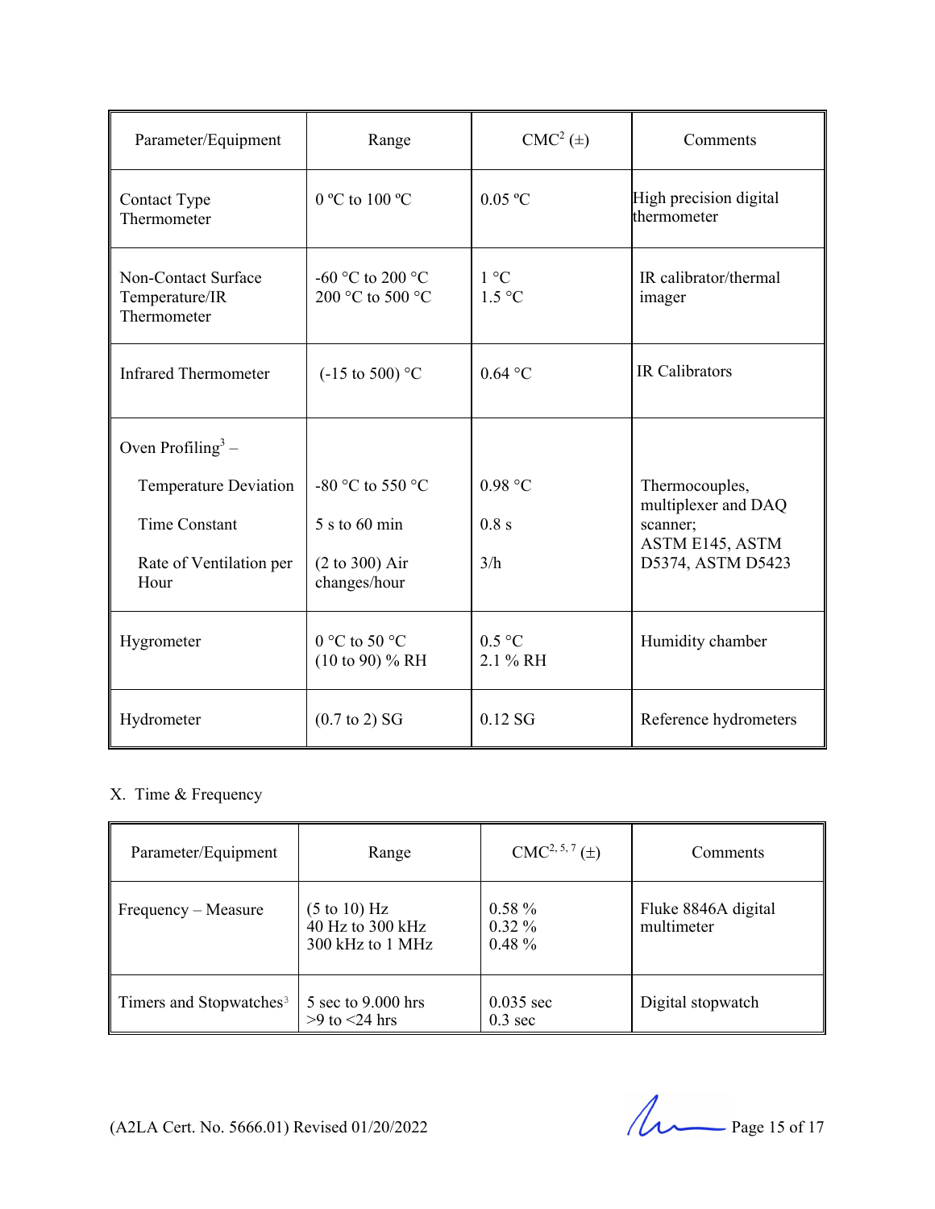| Parameter/Equipment | Range | CMC[2] (±) | Comments |
|---|---|---|---|
| Contact Type Thermometer | 0 ºC to 100 ºC | 0.05 ºC | High precision digital thermometer |
| Non-Contact Surface Temperature/IR Thermometer | -60 °C to 200 °C<br>200 °C to 500 °C | 1 °C<br>1.5 °C | IR calibrator/thermal imager |
| Infrared Thermometer | (-15 to 500) °C | 0.64 °C | IR Calibrators |
| Oven Profiling[3] – | | | |
| Temperature Deviation | -80 °C to 550 °C | 0.98 °C | Thermocouples, multiplexer and DAQ scanner;<br>ASTM E145, ASTM D5374, ASTM D5423 |
| Time Constant | 5 s to 60 min | 0.8 s | |
| Rate of Ventilation per Hour | (2 to 300) Air changes/hour | 3/h | |
| Hygrometer | 0 °C to 50 °C<br>(10 to 90) % RH | 0.5 °C<br>2.1 % RH | Humidity chamber |
| Hydrometer | (0.7 to 2) SG | 0.12 SG | Reference hydrometers |

X. Time & Frequency

| Parameter/Equipment | Range | CMC[2, 5, 7] (±) | Comments |
|---|---|---|---|
| Frequency – Measure | (5 to 10) Hz<br>40 Hz to 300 kHz<br>300 kHz to 1 MHz | 0.58 %<br>0.32 %<br>0.48 % | Fluke 8846A digital multimeter |
| Timers and Stopwatches[3] | 5 sec to 9.000 hrs<br>>9 to <24 hrs | 0.035 sec<br>0.3 sec | Digital stopwatch |

(A2LA Cert. No. 5666.01) Revised 01/20/2022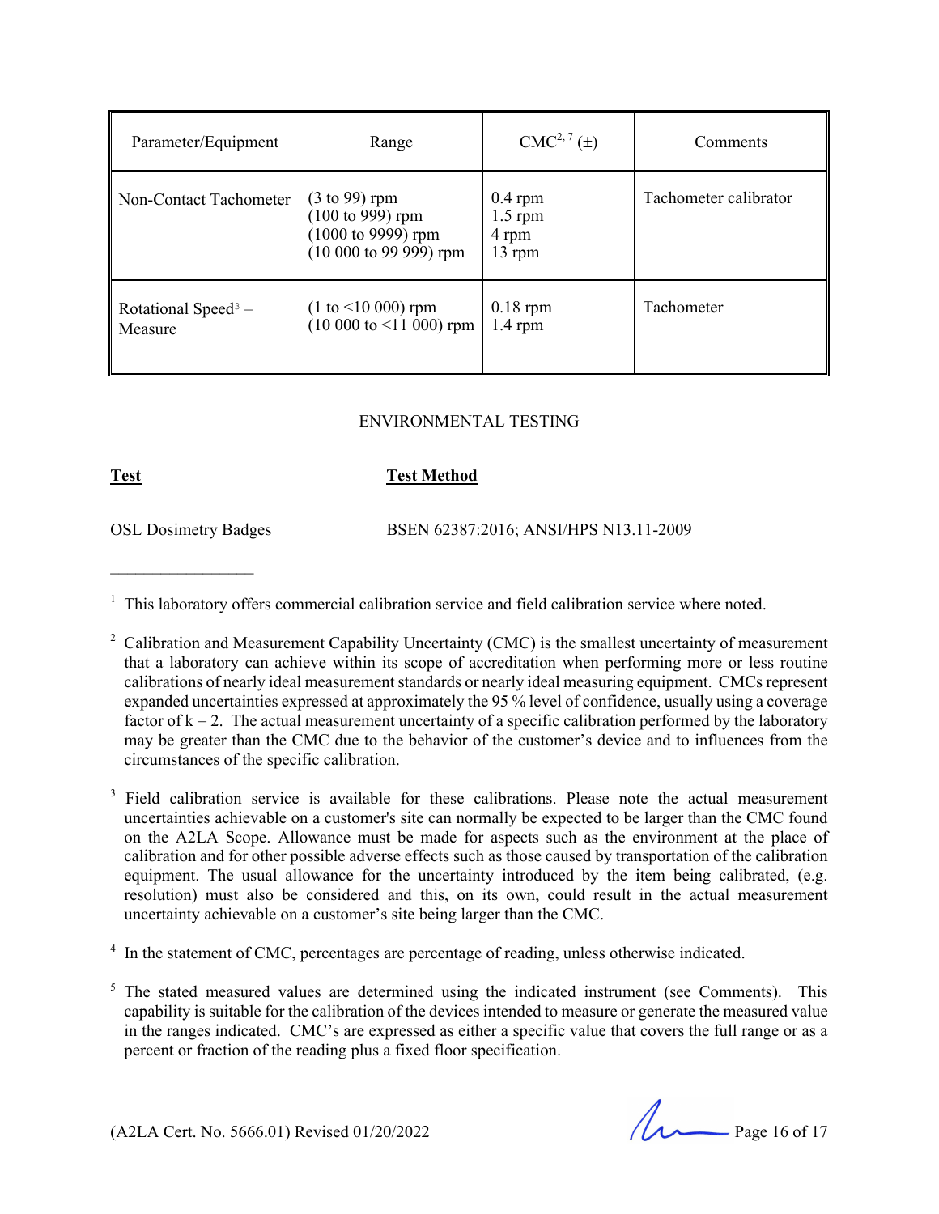| Parameter/Equipment | Range | CMC[2, 7] (±) | Comments |
|---|---|---|---|
| Non-Contact Tachometer | (3 to 99) rpm<br>(100 to 999) rpm<br>(1000 to 9999) rpm<br>(10 000 to 99 999) rpm | 0.4 rpm<br>1.5 rpm<br>4 rpm<br>13 rpm | Tachometer calibrator |
| Rotational Speed[3] – Measure | (1 to <10 000) rpm<br>(10 000 to <11 000) rpm | 0.18 rpm<br>1.4 rpm | Tachometer |

ENVIRONMENTAL TESTING

| **Test** | **Test Method** |
|---|---|
| OSL Dosimetry Badges | BSEN 62387:2016; ANSI/HPS N13.11-2009 |

---

[1] This laboratory offers commercial calibration service and field calibration service where noted.

[2] Calibration and Measurement Capability Uncertainty (CMC) is the smallest uncertainty of measurement that a laboratory can achieve within its scope of accreditation when performing more or less routine calibrations of nearly ideal measurement standards or nearly ideal measuring equipment. CMCs represent expanded uncertainties expressed at approximately the 95 % level of confidence, usually using a coverage factor of $k = 2$. The actual measurement uncertainty of a specific calibration performed by the laboratory may be greater than the CMC due to the behavior of the customer's device and to influences from the circumstances of the specific calibration.

[3] Field calibration service is available for these calibrations. Please note the actual measurement uncertainties achievable on a customer's site can normally be expected to be larger than the CMC found on the A2LA Scope. Allowance must be made for aspects such as the environment at the place of calibration and for other possible adverse effects such as those caused by transportation of the calibration equipment. The usual allowance for the uncertainty introduced by the item being calibrated, (e.g. resolution) must also be considered and this, on its own, could result in the actual measurement uncertainty achievable on a customer's site being larger than the CMC.

[4] In the statement of CMC, percentages are percentage of reading, unless otherwise indicated.

[5] The stated measured values are determined using the indicated instrument (see Comments). This capability is suitable for the calibration of the devices intended to measure or generate the measured value in the ranges indicated. CMC's are expressed as either a specific value that covers the full range or as a percent or fraction of the reading plus a fixed floor specification.

(A2LA Cert. No. 5666.01) Revised 01/20/2022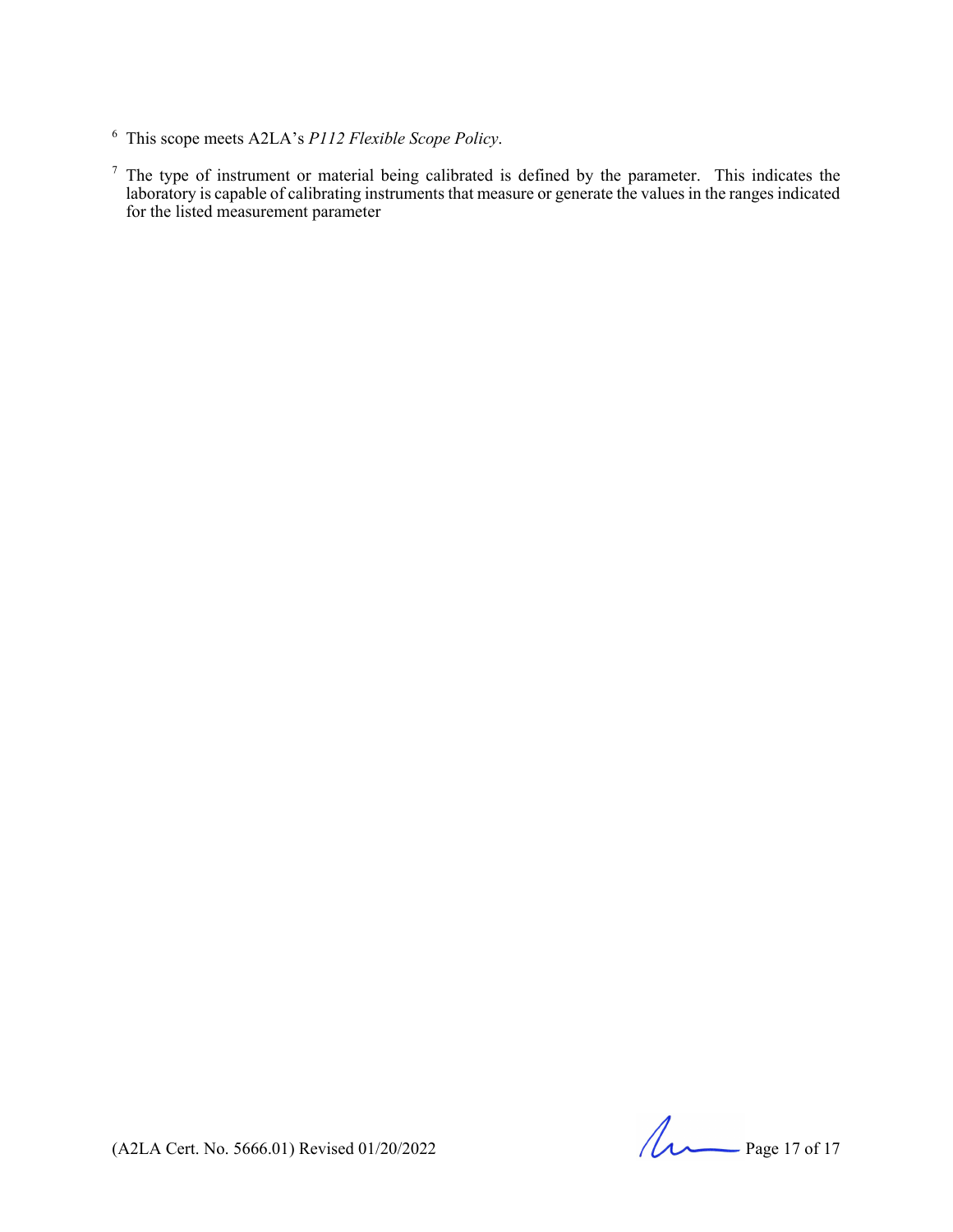[6] This scope meets A2LA's *P112 Flexible Scope Policy*.

[7] The type of instrument or material being calibrated is defined by the parameter. This indicates the laboratory is capable of calibrating instruments that measure or generate the values in the ranges indicated for the listed measurement parameter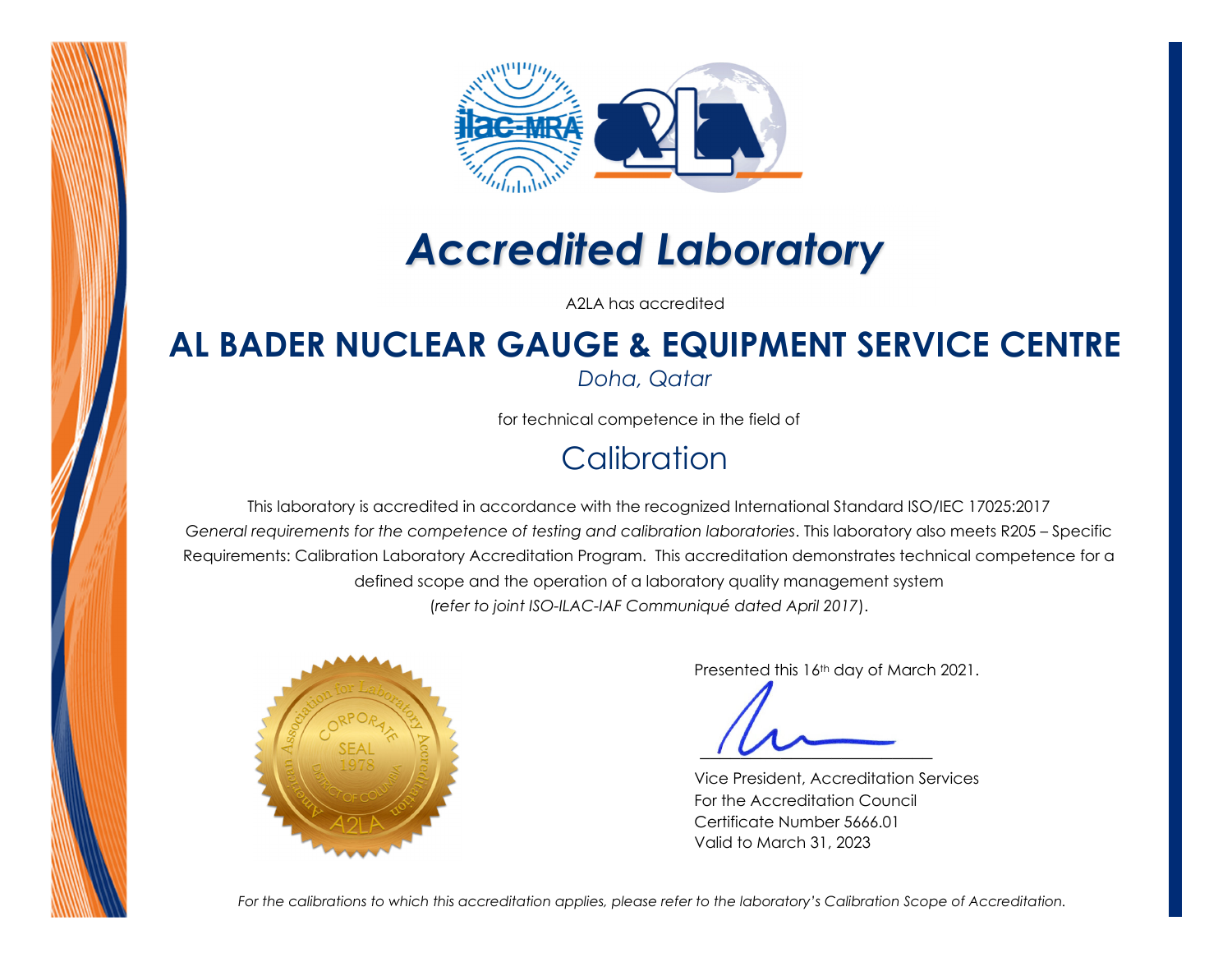# Accredited Laboratory

A2LA has accredited

## AL BADER NUCLEAR GAUGE & EQUIPMENT SERVICE CENTRE

*Doha, Qatar*

for technical competence in the field of

## Calibration

This laboratory is accredited in accordance with the recognized International Standard ISO/IEC 17025:2017 *General requirements for the competence of testing and calibration laboratories*. This laboratory also meets R205 – Specific Requirements: Calibration Laboratory Accreditation Program. This accreditation demonstrates technical competence for a defined scope and the operation of a laboratory quality management system (*refer to joint ISO-ILAC-IAF Communiqué dated April 2017*).

Presented this 16th day of March 2021.

Vice President, Accreditation Services
For the Accreditation Council
Certificate Number 5666.01
Valid to March 31, 2023

*For the calibrations to which this accreditation applies, please refer to the laboratory's Calibration Scope of Accreditation.*